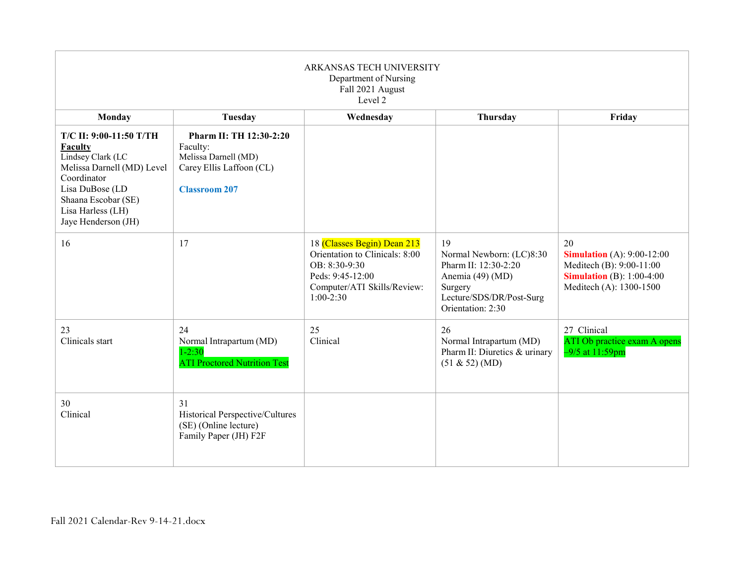| ARKANSAS TECH UNIVERSITY<br>Department of Nursing<br>Fall 2021 August<br>Level 2 | | | | |
|---|---|---|---|---|
| **Monday** | **Tuesday** | **Wednesday** | **Thursday** | **Friday** |
| **T/C II: 9:00-11:50 T/TH**<br>**Faculty**<br>Lindsey Clark (LC<br>Melissa Darnell (MD) Level Coordinator<br>Lisa DuBose (LD<br>Shaana Escobar (SE)<br>Lisa Harless (LH)<br>Jaye Henderson (JH) | **Pharm II: TH 12:30-2:20**<br>Faculty:<br>Melissa Darnell (MD)<br>Carey Ellis Laffoon (CL)<br><br>**Classroom 207** | | | |
| 16 | 17 | 18 (Classes Begin) Dean 213<br>Orientation to Clinicals: 8:00<br>OB: 8:30-9:30<br>Peds: 9:45-12:00<br>Computer/ATI Skills/Review: 1:00-2:30 | 19<br>Normal Newborn: (LC)8:30<br>Pharm II: 12:30-2:20<br>Anemia (49) (MD)<br>Surgery Lecture/SDS/DR/Post-Surg Orientation: 2:30 | 20<br>**Simulation** (A): 9:00-12:00<br>Meditech (B): 9:00-11:00<br>**Simulation** (B): 1:00-4:00<br>Meditech (A): 1300-1500 |
| 23<br>Clinicals start | 24<br>Normal Intrapartum (MD)<br>1-2:30<br>ATI Proctored Nutrition Test | 25<br>Clinical | 26<br>Normal Intrapartum (MD)<br>Pharm II: Diuretics & urinary (51 & 52) (MD) | 27 Clinical<br>ATI Ob practice exam A opens –9/5 at 11:59pm |
| 30<br>Clinical | 31<br>Historical Perspective/Cultures (SE) (Online lecture)<br>Family Paper (JH) F2F | | | |

Fall 2021 Calendar-Rev 9-14-21.docx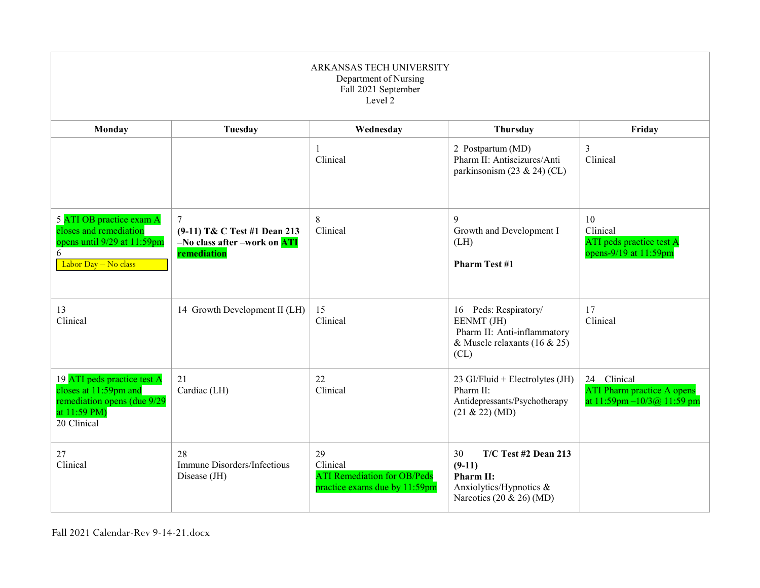ARKANSAS TECH UNIVERSITY
Department of Nursing
Fall 2021 September
Level 2

| Monday | Tuesday | Wednesday | Thursday | Friday |
|---|---|---|---|---|
| | | 1<br>Clinical | 2 Postpartum (MD)<br>Pharm II: Antiseizures/Anti parkinsonism (23 & 24) (CL) | 3<br>Clinical |
| 5 ATI OB practice exam A closes and remediation opens until 9/29 at 11:59pm<br>6<br>Labor Day – No class | 7<br>**(9-11) T& C Test #1 Dean 213 –No class after –work on ATI remediation** | 8<br>Clinical | 9<br>Growth and Development I (LH)<br><br>**Pharm Test #1** | 10<br>Clinical<br>ATI peds practice test A opens-9/19 at 11:59pm |
| 13<br>Clinical | 14 Growth Development II (LH) | 15<br>Clinical | 16 Peds: Respiratory/ EENMT (JH)<br>Pharm II: Anti-inflammatory & Muscle relaxants (16 & 25) (CL) | 17<br>Clinical |
| 19 ATI peds practice test A closes at 11:59pm and remediation opens (due 9/29 at 11:59 PM)<br>20 Clinical | 21<br>Cardiac (LH) | 22<br>Clinical | 23 GI/Fluid + Electrolytes (JH)<br>Pharm II: Antidepressants/Psychotherapy (21 & 22) (MD) | 24 Clinical<br>ATI Pharm practice A opens at 11:59pm –10/3@ 11:59 pm |
| 27<br>Clinical | 28<br>Immune Disorders/Infectious Disease (JH) | 29<br>Clinical<br>ATI Remediation for OB/Peds practice exams due by 11:59pm | 30 **T/C Test #2 Dean 213 (9-11)**<br>**Pharm II:** Anxiolytics/Hypnotics & Narcotics (20 & 26) (MD) | |

Fall 2021 Calendar-Rev 9-14-21.docx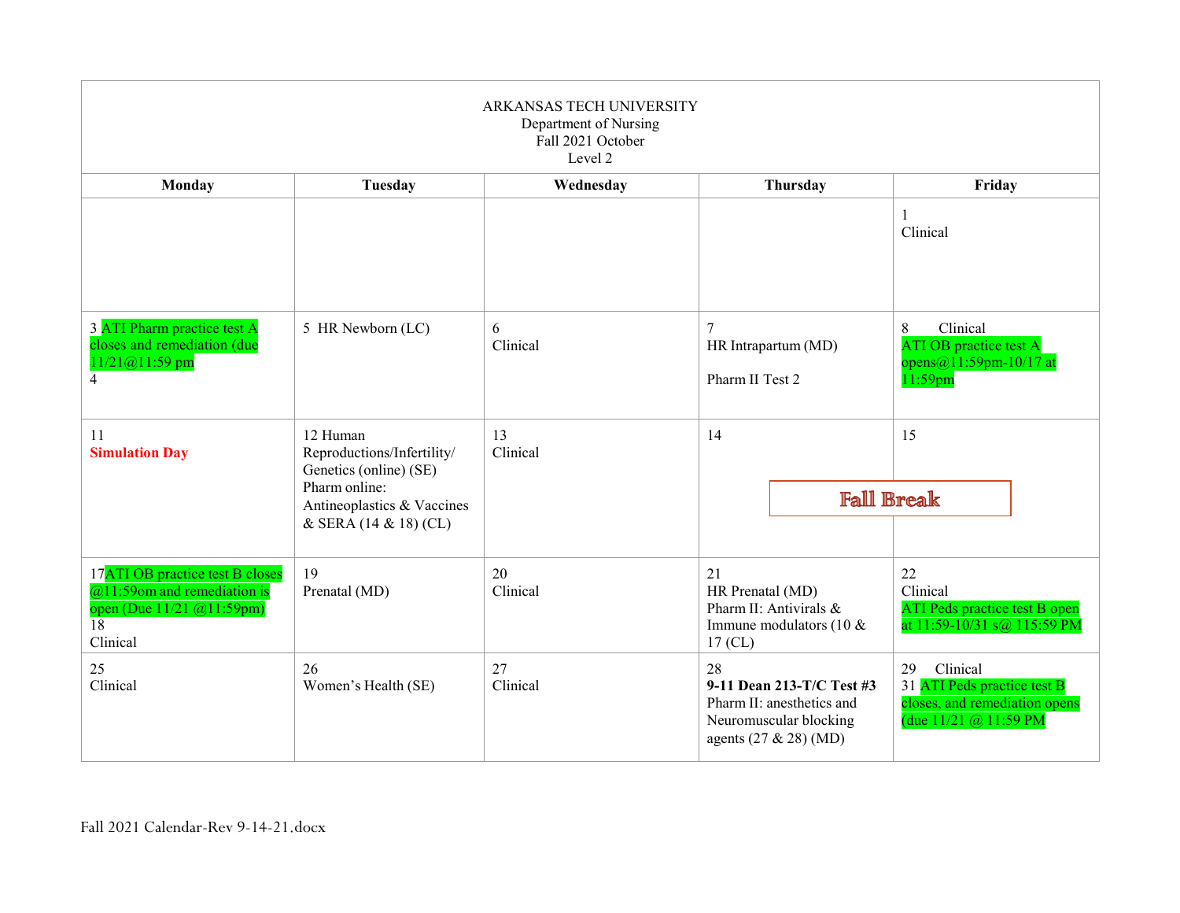ARKANSAS TECH UNIVERSITY
Department of Nursing
Fall 2021 October
Level 2

| Monday | Tuesday | Wednesday | Thursday | Friday |
|---|---|---|---|---|
| | | | | 1<br>Clinical |
| 3 ATI Pharm practice test A closes and remediation (due 11/21@11:59 pm<br>4 | 5 HR Newborn (LC) | 6<br>Clinical | 7<br>HR Intrapartum (MD)<br><br>Pharm II Test 2 | 8 Clinical<br>ATI OB practice test A opens@11:59pm-10/17 at 11:59pm |
| 11<br>**Simulation Day** | 12 Human Reproductions/Infertility/ Genetics (online) (SE)<br>Pharm online: Antineoplastics & Vaccines & SERA (14 & 18) (CL) | 13<br>Clinical | 14<br>Fall Break | 15<br>Fall Break |
| 17ATI OB practice test B closes @11:59om and remediation is open (Due 11/21 @11:59pm)<br>18<br>Clinical | 19<br>Prenatal (MD) | 20<br>Clinical | 21<br>HR Prenatal (MD)<br>Pharm II: Antivirals & Immune modulators (10 & 17 (CL) | 22<br>Clinical<br>ATI Peds practice test B open at 11:59-10/31 s@ 115:59 PM |
| 25<br>Clinical | 26<br>Women's Health (SE) | 27<br>Clinical | 28<br>**9-11 Dean 213-T/C Test #3**<br>Pharm II: anesthetics and Neuromuscular blocking agents (27 & 28) (MD) | 29 Clinical<br>31 ATI Peds practice test B closes, and remediation opens (due 11/21 @ 11:59 PM |

Fall 2021 Calendar-Rev 9-14-21.docx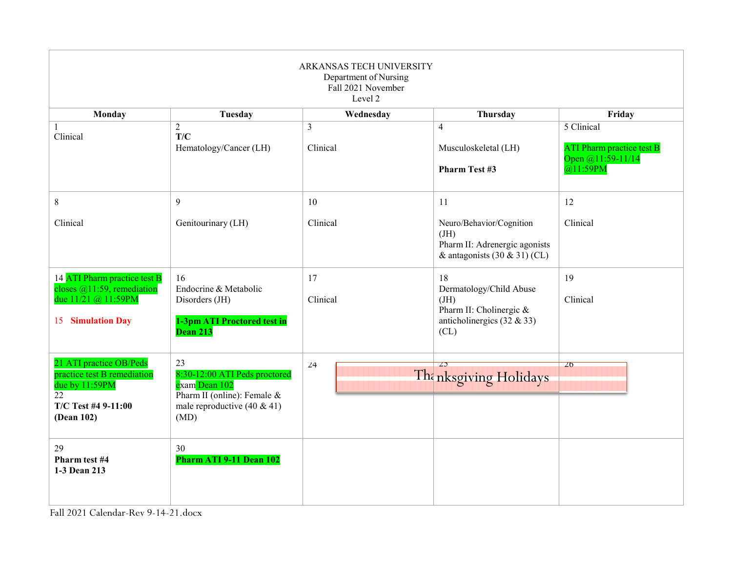ARKANSAS TECH UNIVERSITY
Department of Nursing
Fall 2021 November
Level 2

| Monday | Tuesday | Wednesday | Thursday | Friday |
|---|---|---|---|---|
| 1<br>Clinical | 2<br>**T/C**<br>Hematology/Cancer (LH) | 3<br><br>Clinical | 4<br><br>Musculoskeletal (LH)<br><br>**Pharm Test #3** | 5 Clinical<br><br>ATI Pharm practice test B Open @11:59-11/14 @11:59PM |
| 8<br><br>Clinical | 9<br><br>Genitourinary (LH) | 10<br><br>Clinical | 11<br><br>Neuro/Behavior/Cognition (JH)<br>Pharm II: Adrenergic agonists & antagonists (30 & 31) (CL) | 12<br><br>Clinical |
| 14 ATI Pharm practice test B closes @11:59, remediation due 11/21 @ 11:59PM<br><br>15 **Simulation Day** | 16<br>Endocrine & Metabolic Disorders (JH)<br><br>**1-3pm ATI Proctored test in Dean 213** | 17<br><br>Clinical | 18<br>Dermatology/Child Abuse (JH)<br>Pharm II: Cholinergic & anticholinergics (32 & 33) (CL) | 19<br><br>Clinical |
| 21 ATI practice OB/Peds practice test B remediation due by 11:59PM<br>22<br>**T/C Test #4 9-11:00 (Dean 102)** | 23<br>8:30-12:00 ATI Peds proctored exam Dean 102<br>Pharm II (online): Female & male reproductive (40 & 41) (MD) | 24<br>Thanksgiving Holidays | 25 | 26 |
| 29<br>**Pharm test #4**<br>**1-3 Dean 213** | 30<br>**Pharm ATI 9-11 Dean 102** | | | |

Fall 2021 Calendar-Rev 9-14-21.docx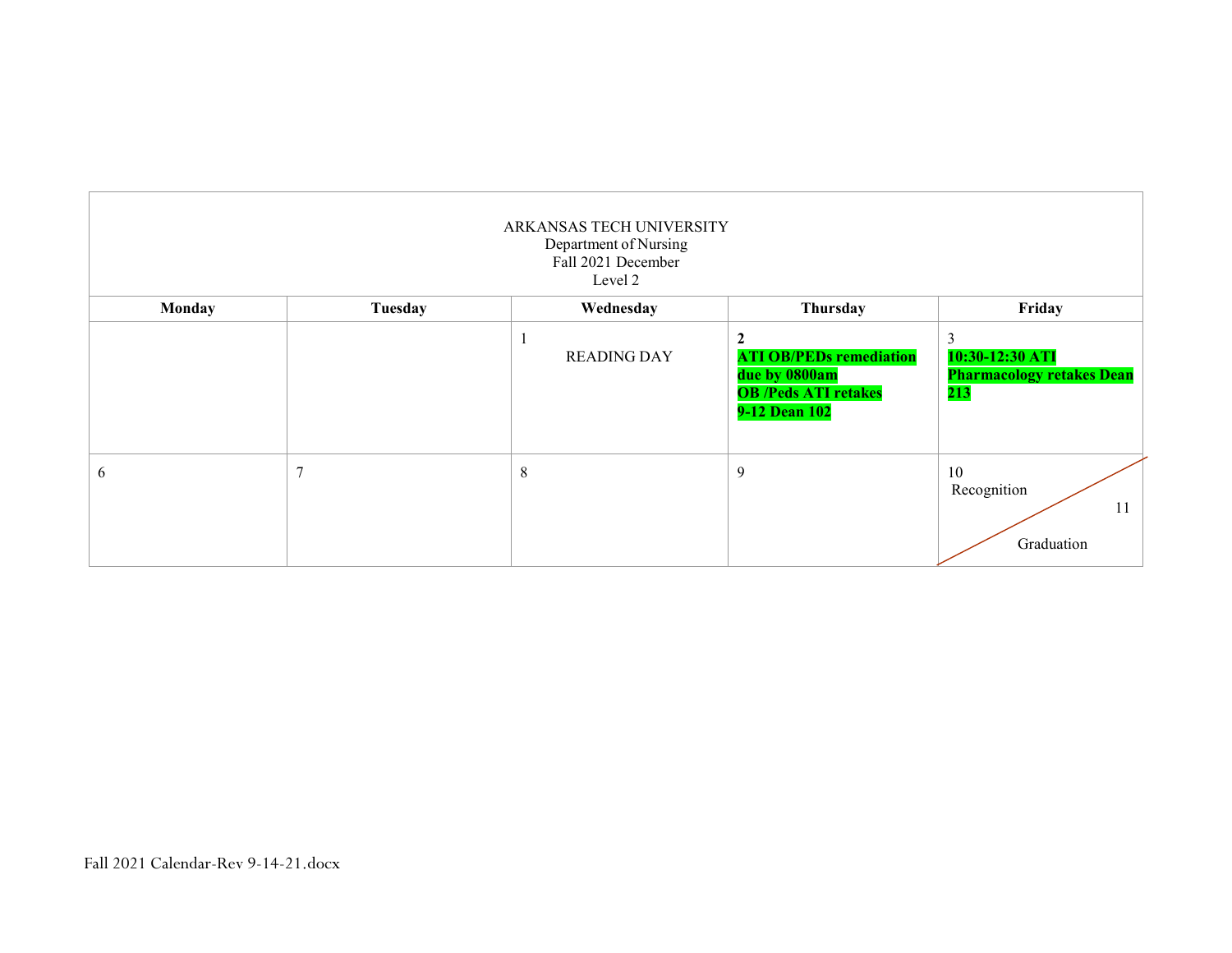ARKANSAS TECH UNIVERSITY
Department of Nursing
Fall 2021 December
Level 2

| Monday | Tuesday | Wednesday | Thursday | Friday |
|---|---|---|---|---|
| | | 1 READING DAY | **2** **ATI OB/PEDs remediation due by 0800am** **OB /Peds ATI retakes 9-12 Dean 102** | 3 **10:30-12:30 ATI Pharmacology retakes Dean 213** |
| 6 | 7 | 8 | 9 | 10 Recognition / 11 Graduation |

Fall 2021 Calendar-Rev 9-14-21.docx